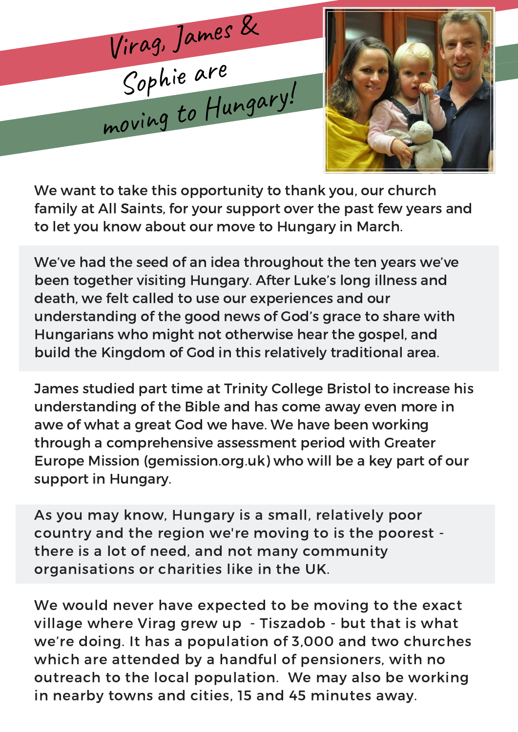# Virag, James & Sophie are moving to Hungary!

We want to take this opportunity to thank you, our church family at All Saints, for your support over the past few years and to let you know about our move to Hungary in March.

We've had the seed of an idea throughout the ten years we've been together visiting Hungary. After Luke's long illness and death, we felt called to use our experiences and our understanding of the good news of God's grace to share with Hungarians who might not otherwise hear the gospel, and build the Kingdom of God in this relatively traditional area.

James studied part time at Trinity College Bristol to increase his understanding of the Bible and has come away even more in awe of what a great God we have. We have been working through a comprehensive assessment period with Greater Europe Mission (gemission.org.uk) who will be a key part of our support in Hungary.

As you may know, Hungary is a small, relatively poor country and the region we're moving to is the poorest - there is a lot of need, and not many community organisations or charities like in the UK.

We would never have expected to be moving to the exact village where Virag grew up - Tiszadob - but that is what we're doing. It has a population of 3,000 and two churches which are attended by a handful of pensioners, with no outreach to the local population. We may also be working in nearby towns and cities, 15 and 45 minutes away.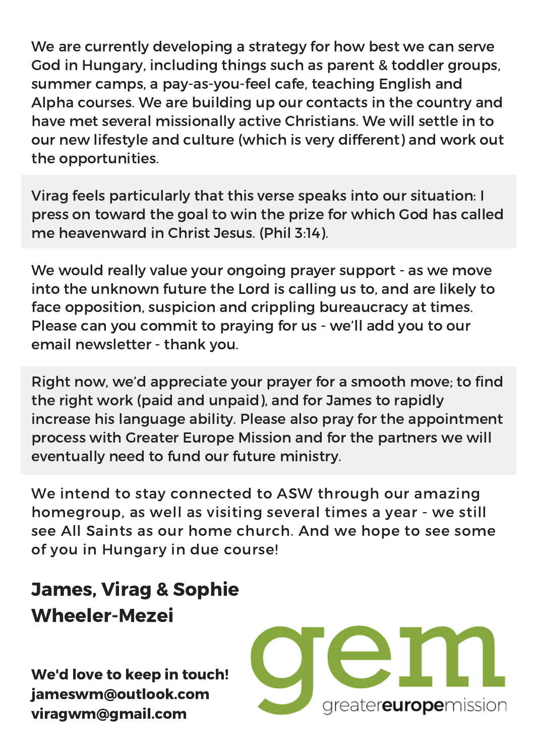We are currently developing a strategy for how best we can serve God in Hungary, including things such as parent & toddler groups, summer camps, a pay-as-you-feel cafe, teaching English and Alpha courses. We are building up our contacts in the country and have met several missionally active Christians. We will settle in to our new lifestyle and culture (which is very different) and work out the opportunities.

Virag feels particularly that this verse speaks into our situation: I press on toward the goal to win the prize for which God has called me heavenward in Christ Jesus. (Phil 3:14).

We would really value your ongoing prayer support - as we move into the unknown future the Lord is calling us to, and are likely to face opposition, suspicion and crippling bureaucracy at times. Please can you commit to praying for us - we'll add you to our email newsletter - thank you.

Right now, we'd appreciate your prayer for a smooth move; to find the right work (paid and unpaid), and for James to rapidly increase his language ability. Please also pray for the appointment process with Greater Europe Mission and for the partners we will eventually need to fund our future ministry.

We intend to stay connected to ASW through our amazing homegroup, as well as visiting several times a year - we still see All Saints as our home church. And we hope to see some of you in Hungary in due course!

## James, Virag & Sophie Wheeler-Mezei

**We'd love to keep in touch!**
**jameswm@outlook.com**
**viragwm@gmail.com**

gem
greater**europe**mission